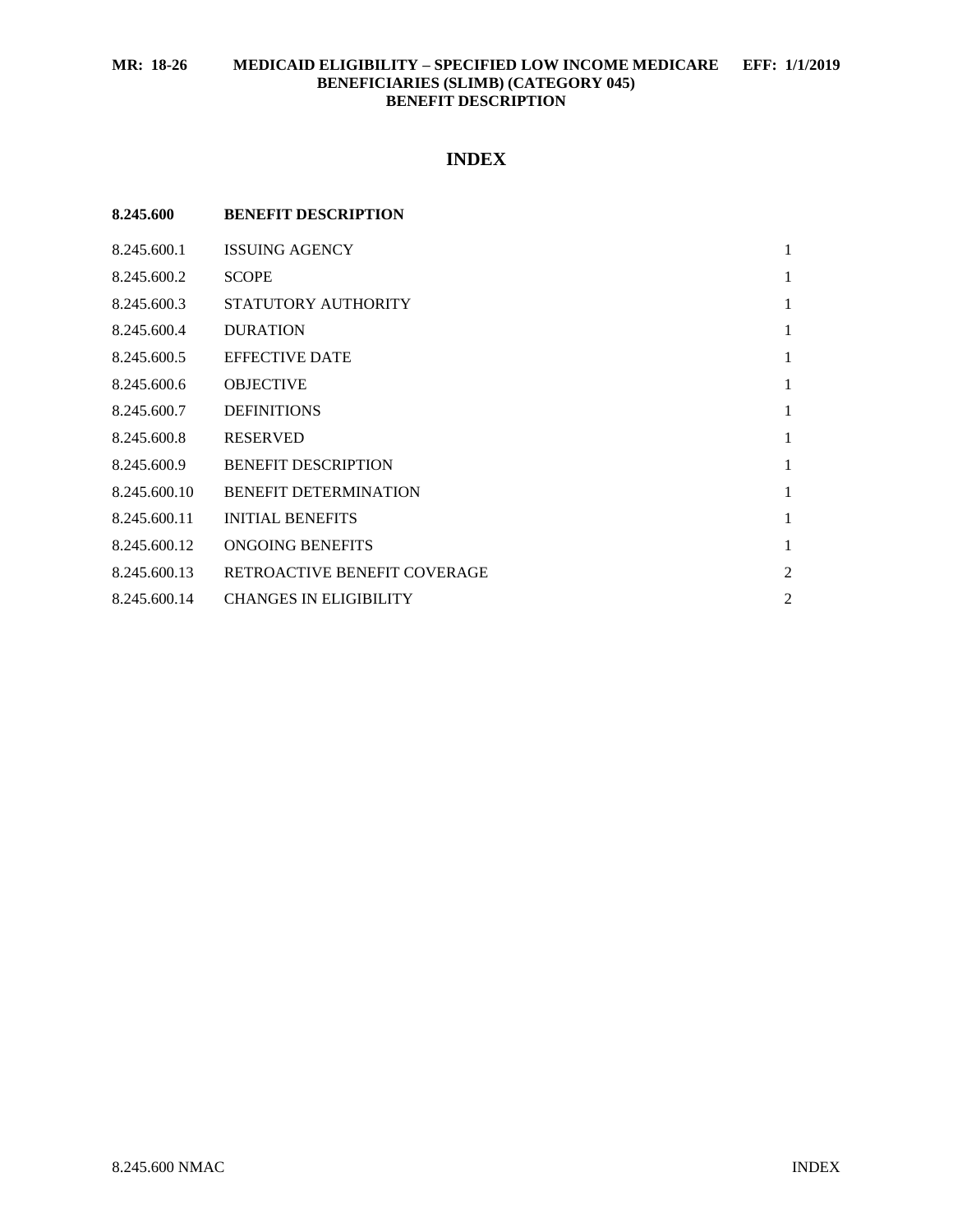**MR: 18-26 MEDICAID ELIGIBILITY – SPECIFIED LOW INCOME MEDICARE BENEFICIARIES (SLIMB) (CATEGORY 045) BENEFIT DESCRIPTION EFF: 1/1/2019**

# INDEX

| **8.245.600** | **BENEFIT DESCRIPTION** | |
|---|---|---|
| 8.245.600.1 | ISSUING AGENCY | 1 |
| 8.245.600.2 | SCOPE | 1 |
| 8.245.600.3 | STATUTORY AUTHORITY | 1 |
| 8.245.600.4 | DURATION | 1 |
| 8.245.600.5 | EFFECTIVE DATE | 1 |
| 8.245.600.6 | OBJECTIVE | 1 |
| 8.245.600.7 | DEFINITIONS | 1 |
| 8.245.600.8 | RESERVED | 1 |
| 8.245.600.9 | BENEFIT DESCRIPTION | 1 |
| 8.245.600.10 | BENEFIT DETERMINATION | 1 |
| 8.245.600.11 | INITIAL BENEFITS | 1 |
| 8.245.600.12 | ONGOING BENEFITS | 1 |
| 8.245.600.13 | RETROACTIVE BENEFIT COVERAGE | 2 |
| 8.245.600.14 | CHANGES IN ELIGIBILITY | 2 |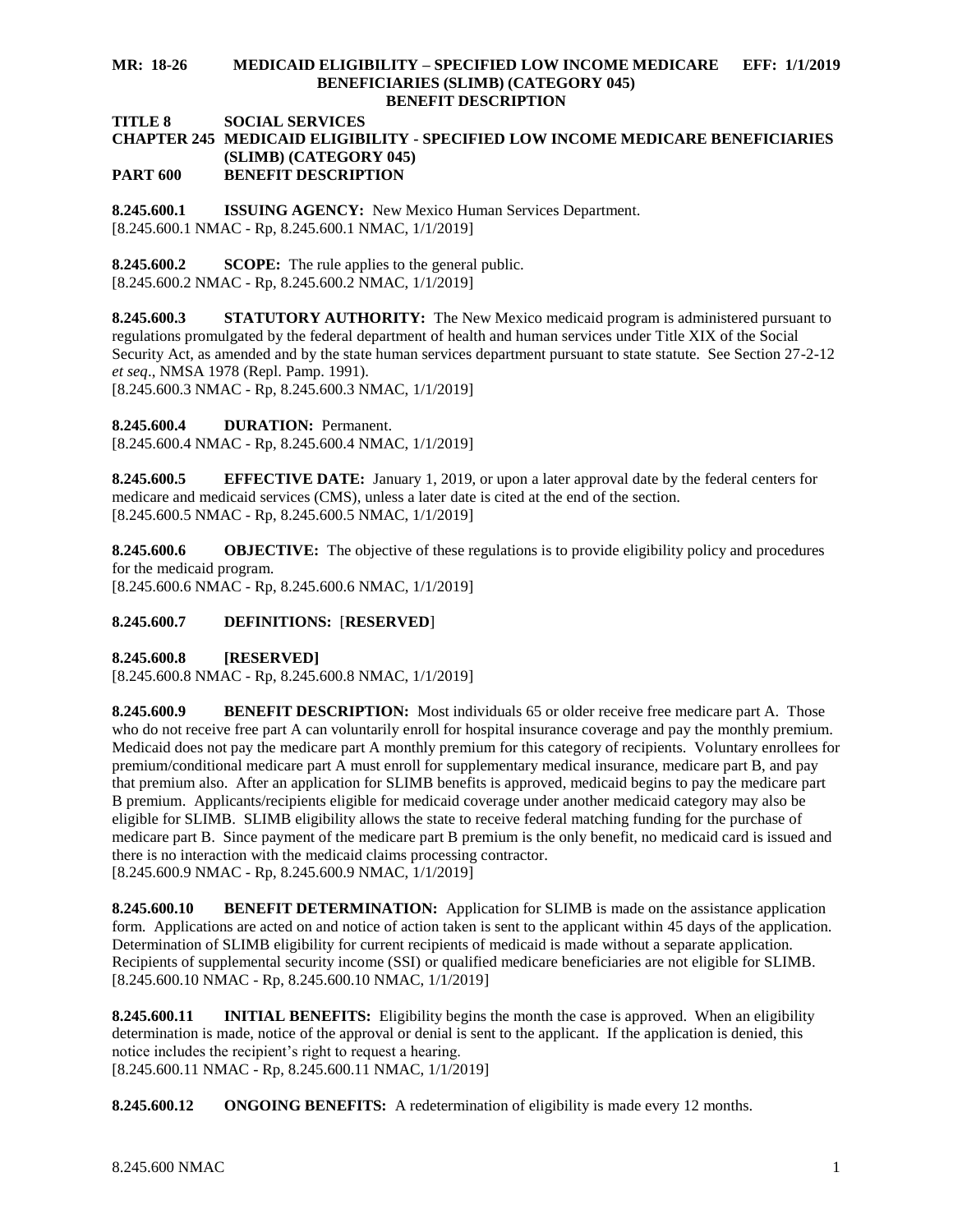**MR: 18-26 MEDICAID ELIGIBILITY – SPECIFIED LOW INCOME MEDICARE BENEFICIARIES (SLIMB) (CATEGORY 045) BENEFIT DESCRIPTION EFF: 1/1/2019**

**TITLE 8 SOCIAL SERVICES**
**CHAPTER 245 MEDICAID ELIGIBILITY - SPECIFIED LOW INCOME MEDICARE BENEFICIARIES (SLIMB) (CATEGORY 045)**
**PART 600 BENEFIT DESCRIPTION**

**8.245.600.1 ISSUING AGENCY:** New Mexico Human Services Department.
[8.245.600.1 NMAC - Rp, 8.245.600.1 NMAC, 1/1/2019]

**8.245.600.2 SCOPE:** The rule applies to the general public.
[8.245.600.2 NMAC - Rp, 8.245.600.2 NMAC, 1/1/2019]

**8.245.600.3 STATUTORY AUTHORITY:** The New Mexico medicaid program is administered pursuant to regulations promulgated by the federal department of health and human services under Title XIX of the Social Security Act, as amended and by the state human services department pursuant to state statute. See Section 27-2-12 *et seq*., NMSA 1978 (Repl. Pamp. 1991).
[8.245.600.3 NMAC - Rp, 8.245.600.3 NMAC, 1/1/2019]

**8.245.600.4 DURATION:** Permanent.
[8.245.600.4 NMAC - Rp, 8.245.600.4 NMAC, 1/1/2019]

**8.245.600.5 EFFECTIVE DATE:** January 1, 2019, or upon a later approval date by the federal centers for medicare and medicaid services (CMS), unless a later date is cited at the end of the section.
[8.245.600.5 NMAC - Rp, 8.245.600.5 NMAC, 1/1/2019]

**8.245.600.6 OBJECTIVE:** The objective of these regulations is to provide eligibility policy and procedures for the medicaid program.
[8.245.600.6 NMAC - Rp, 8.245.600.6 NMAC, 1/1/2019]

**8.245.600.7 DEFINITIONS:** [**RESERVED**]

**8.245.600.8 [RESERVED]**
[8.245.600.8 NMAC - Rp, 8.245.600.8 NMAC, 1/1/2019]

**8.245.600.9 BENEFIT DESCRIPTION:** Most individuals 65 or older receive free medicare part A. Those who do not receive free part A can voluntarily enroll for hospital insurance coverage and pay the monthly premium. Medicaid does not pay the medicare part A monthly premium for this category of recipients. Voluntary enrollees for premium/conditional medicare part A must enroll for supplementary medical insurance, medicare part B, and pay that premium also. After an application for SLIMB benefits is approved, medicaid begins to pay the medicare part B premium. Applicants/recipients eligible for medicaid coverage under another medicaid category may also be eligible for SLIMB. SLIMB eligibility allows the state to receive federal matching funding for the purchase of medicare part B. Since payment of the medicare part B premium is the only benefit, no medicaid card is issued and there is no interaction with the medicaid claims processing contractor.
[8.245.600.9 NMAC - Rp, 8.245.600.9 NMAC, 1/1/2019]

**8.245.600.10 BENEFIT DETERMINATION:** Application for SLIMB is made on the assistance application form. Applications are acted on and notice of action taken is sent to the applicant within 45 days of the application. Determination of SLIMB eligibility for current recipients of medicaid is made without a separate application. Recipients of supplemental security income (SSI) or qualified medicare beneficiaries are not eligible for SLIMB.
[8.245.600.10 NMAC - Rp, 8.245.600.10 NMAC, 1/1/2019]

**8.245.600.11 INITIAL BENEFITS:** Eligibility begins the month the case is approved. When an eligibility determination is made, notice of the approval or denial is sent to the applicant. If the application is denied, this notice includes the recipient's right to request a hearing.
[8.245.600.11 NMAC - Rp, 8.245.600.11 NMAC, 1/1/2019]

**8.245.600.12 ONGOING BENEFITS:** A redetermination of eligibility is made every 12 months.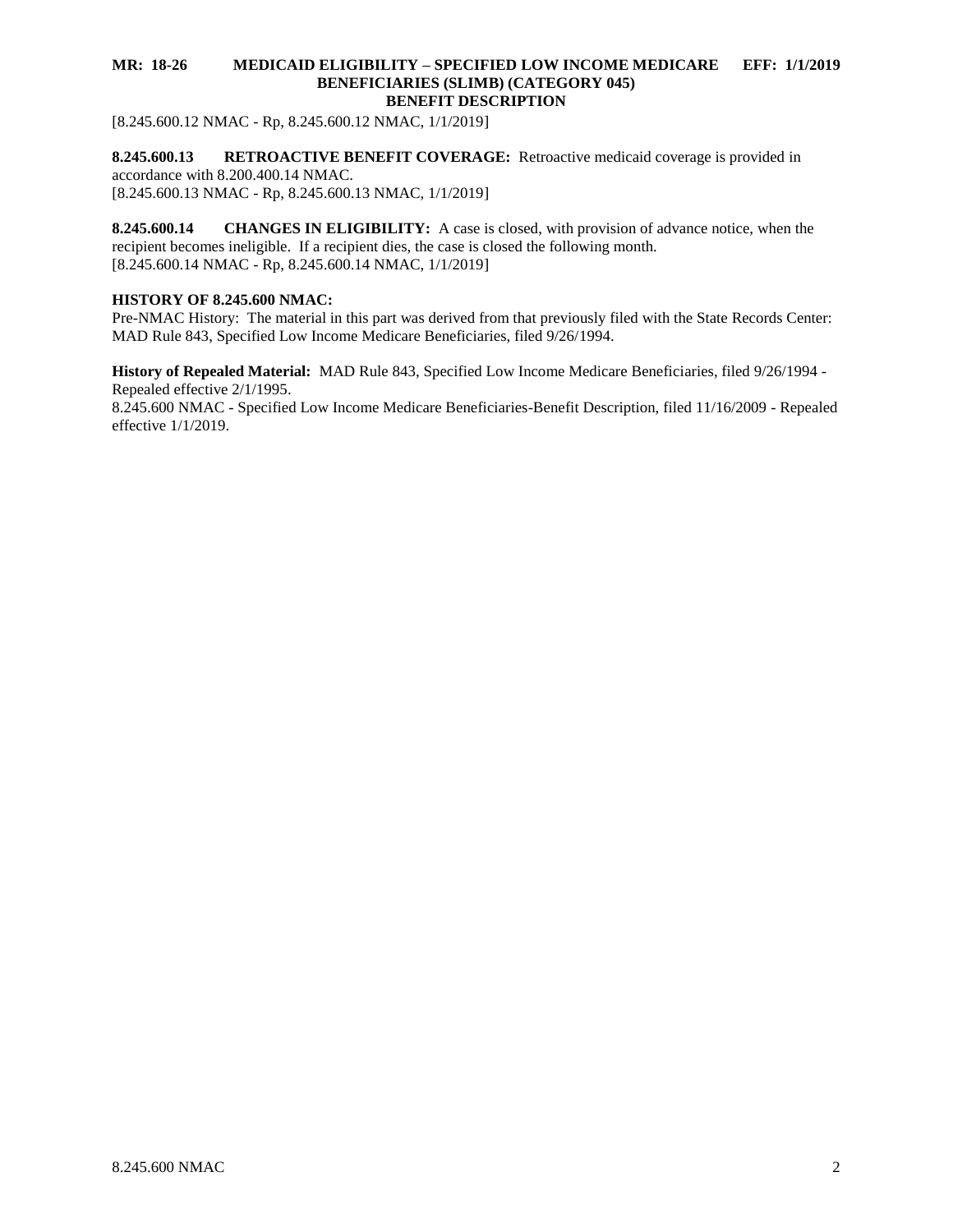[8.245.600.12 NMAC - Rp, 8.245.600.12 NMAC, 1/1/2019]

**8.245.600.13 RETROACTIVE BENEFIT COVERAGE:** Retroactive medicaid coverage is provided in accordance with 8.200.400.14 NMAC.
[8.245.600.13 NMAC - Rp, 8.245.600.13 NMAC, 1/1/2019]

**8.245.600.14 CHANGES IN ELIGIBILITY:** A case is closed, with provision of advance notice, when the recipient becomes ineligible. If a recipient dies, the case is closed the following month.
[8.245.600.14 NMAC - Rp, 8.245.600.14 NMAC, 1/1/2019]

**HISTORY OF 8.245.600 NMAC:**
Pre-NMAC History: The material in this part was derived from that previously filed with the State Records Center: MAD Rule 843, Specified Low Income Medicare Beneficiaries, filed 9/26/1994.

**History of Repealed Material:** MAD Rule 843, Specified Low Income Medicare Beneficiaries, filed 9/26/1994 - Repealed effective 2/1/1995.
8.245.600 NMAC - Specified Low Income Medicare Beneficiaries-Benefit Description, filed 11/16/2009 - Repealed effective 1/1/2019.